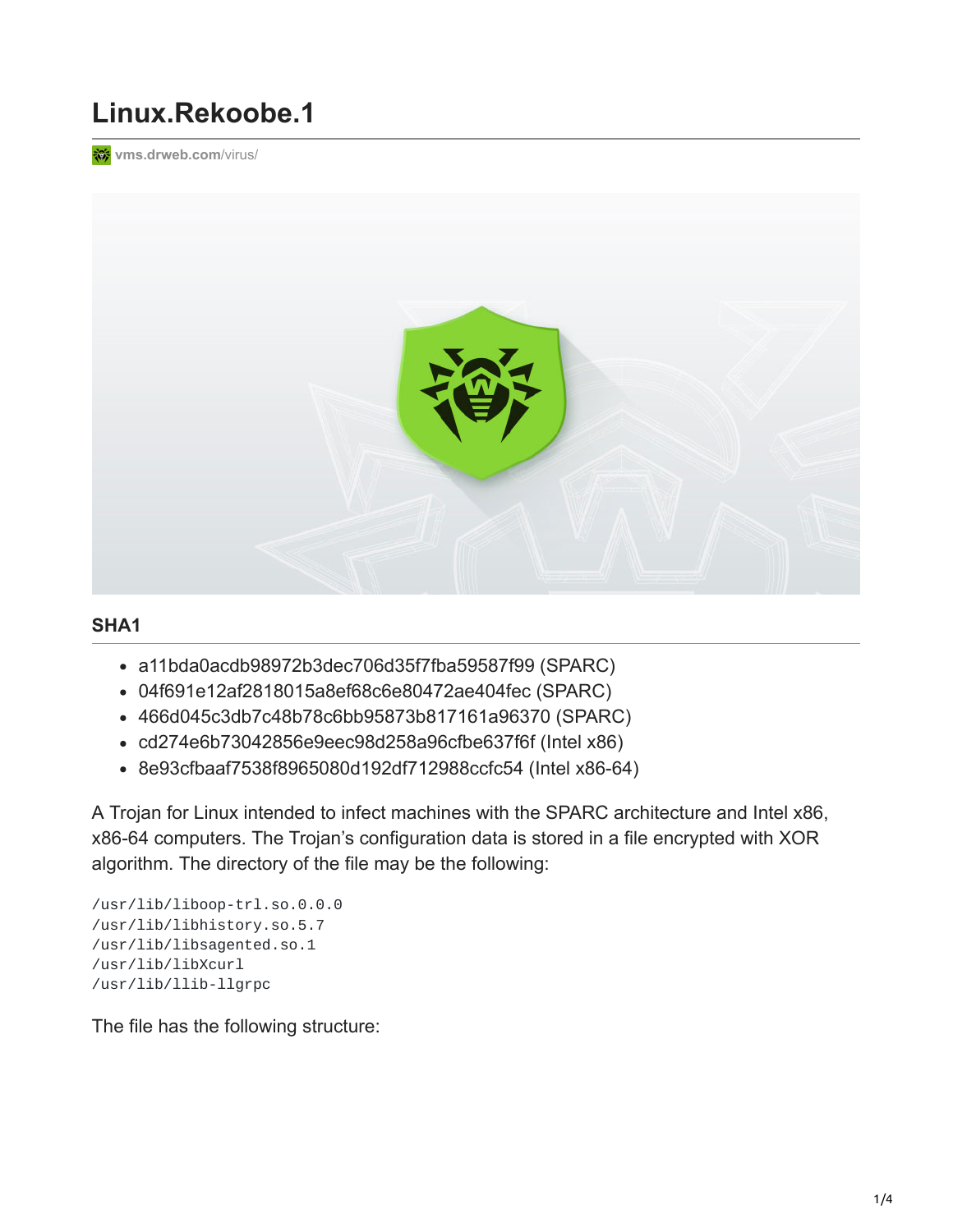# Linux.Rekoobe.1

vms.drweb.com/virus/

## SHA1

- a11bda0acdb98972b3dec706d35f7fba59587f99 (SPARC)
- 04f691e12af2818015a8ef68c6e80472ae404fec (SPARC)
- 466d045c3db7c48b78c6bb95873b817161a96370 (SPARC)
- cd274e6b73042856e9eec98d258a96cfbe637f6f (Intel x86)
- 8e93cfbaaf7538f8965080d192df712988ccfc54 (Intel x86-64)

A Trojan for Linux intended to infect machines with the SPARC architecture and Intel x86, x86-64 computers. The Trojan's configuration data is stored in a file encrypted with XOR algorithm. The directory of the file may be the following:

```
/usr/lib/liboop-trl.so.0.0.0
/usr/lib/libhistory.so.5.7
/usr/lib/libsagented.so.1
/usr/lib/libXcurl
/usr/lib/llib-llgrpc
```

The file has the following structure: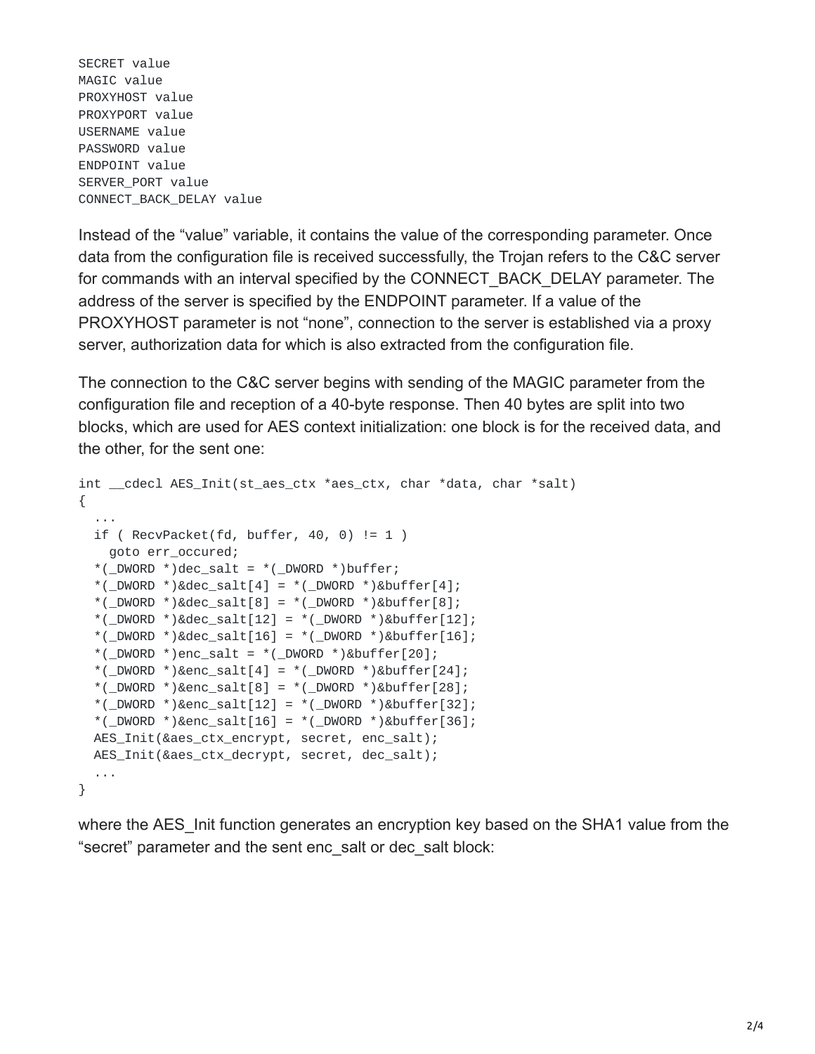```
SECRET value
MAGIC value
PROXYHOST value
PROXYPORT value
USERNAME value
PASSWORD value
ENDPOINT value
SERVER_PORT value
CONNECT_BACK_DELAY value
```

Instead of the “value” variable, it contains the value of the corresponding parameter. Once data from the configuration file is received successfully, the Trojan refers to the C&C server for commands with an interval specified by the CONNECT_BACK_DELAY parameter. The address of the server is specified by the ENDPOINT parameter. If a value of the PROXYHOST parameter is not “none”, connection to the server is established via a proxy server, authorization data for which is also extracted from the configuration file.

The connection to the C&C server begins with sending of the MAGIC parameter from the configuration file and reception of a 40-byte response. Then 40 bytes are split into two blocks, which are used for AES context initialization: one block is for the received data, and the other, for the sent one:

```
int __cdecl AES_Init(st_aes_ctx *aes_ctx, char *data, char *salt)
{
  ...
  if ( RecvPacket(fd, buffer, 40, 0) != 1 )
    goto err_occured;
  *(_DWORD *)dec_salt = *(_DWORD *)buffer;
  *(_DWORD *)&dec_salt[4] = *(_DWORD *)&buffer[4];
  *(_DWORD *)&dec_salt[8] = *(_DWORD *)&buffer[8];
  *(_DWORD *)&dec_salt[12] = *(_DWORD *)&buffer[12];
  *(_DWORD *)&dec_salt[16] = *(_DWORD *)&buffer[16];
  *(_DWORD *)enc_salt = *(_DWORD *)&buffer[20];
  *(_DWORD *)&enc_salt[4] = *(_DWORD *)&buffer[24];
  *(_DWORD *)&enc_salt[8] = *(_DWORD *)&buffer[28];
  *(_DWORD *)&enc_salt[12] = *(_DWORD *)&buffer[32];
  *(_DWORD *)&enc_salt[16] = *(_DWORD *)&buffer[36];
  AES_Init(&aes_ctx_encrypt, secret, enc_salt);
  AES_Init(&aes_ctx_decrypt, secret, dec_salt);
  ...
}
```

where the AES_Init function generates an encryption key based on the SHA1 value from the “secret” parameter and the sent enc_salt or dec_salt block: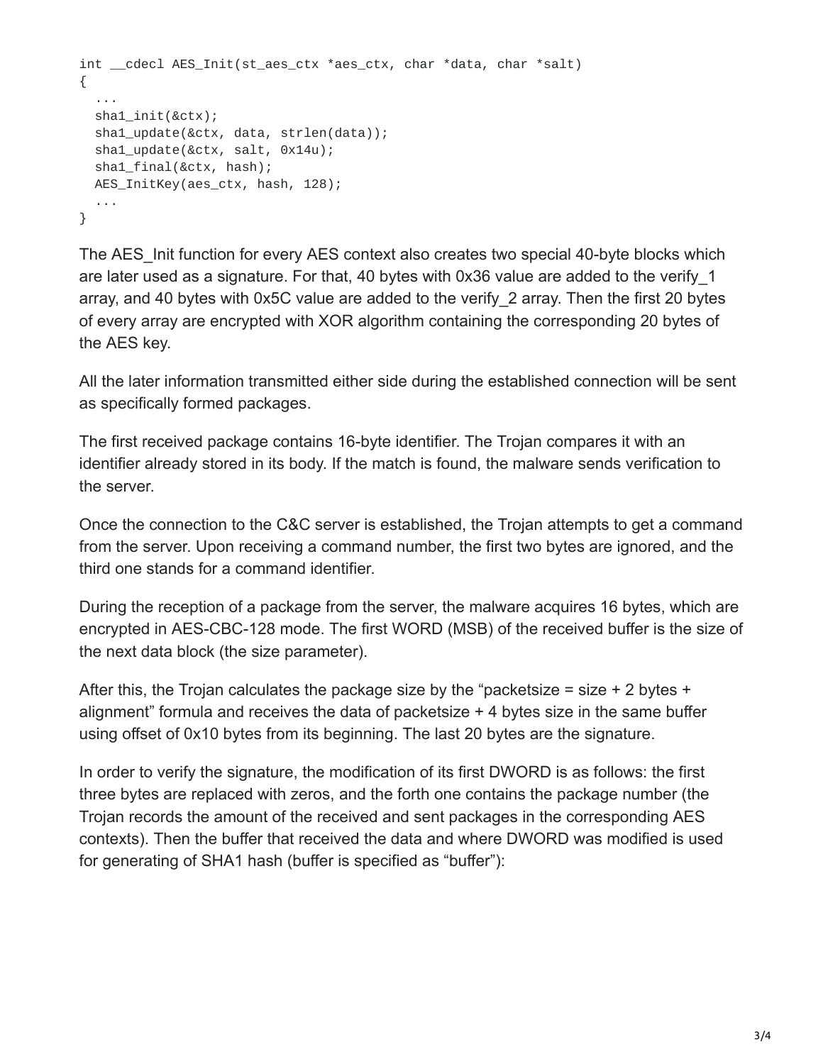```
int __cdecl AES_Init(st_aes_ctx *aes_ctx, char *data, char *salt)
{
  ...
  sha1_init(&ctx);
  sha1_update(&ctx, data, strlen(data));
  sha1_update(&ctx, salt, 0x14u);
  sha1_final(&ctx, hash);
  AES_InitKey(aes_ctx, hash, 128);
  ...
}
```

The AES_Init function for every AES context also creates two special 40-byte blocks which are later used as a signature. For that, 40 bytes with 0x36 value are added to the verify_1 array, and 40 bytes with 0x5C value are added to the verify_2 array. Then the first 20 bytes of every array are encrypted with XOR algorithm containing the corresponding 20 bytes of the AES key.

All the later information transmitted either side during the established connection will be sent as specifically formed packages.

The first received package contains 16-byte identifier. The Trojan compares it with an identifier already stored in its body. If the match is found, the malware sends verification to the server.

Once the connection to the C&C server is established, the Trojan attempts to get a command from the server. Upon receiving a command number, the first two bytes are ignored, and the third one stands for a command identifier.

During the reception of a package from the server, the malware acquires 16 bytes, which are encrypted in AES-CBC-128 mode. The first WORD (MSB) of the received buffer is the size of the next data block (the size parameter).

After this, the Trojan calculates the package size by the “packetsize = size + 2 bytes + alignment” formula and receives the data of packetsize + 4 bytes size in the same buffer using offset of 0x10 bytes from its beginning. The last 20 bytes are the signature.

In order to verify the signature, the modification of its first DWORD is as follows: the first three bytes are replaced with zeros, and the forth one contains the package number (the Trojan records the amount of the received and sent packages in the corresponding AES contexts). Then the buffer that received the data and where DWORD was modified is used for generating of SHA1 hash (buffer is specified as “buffer”):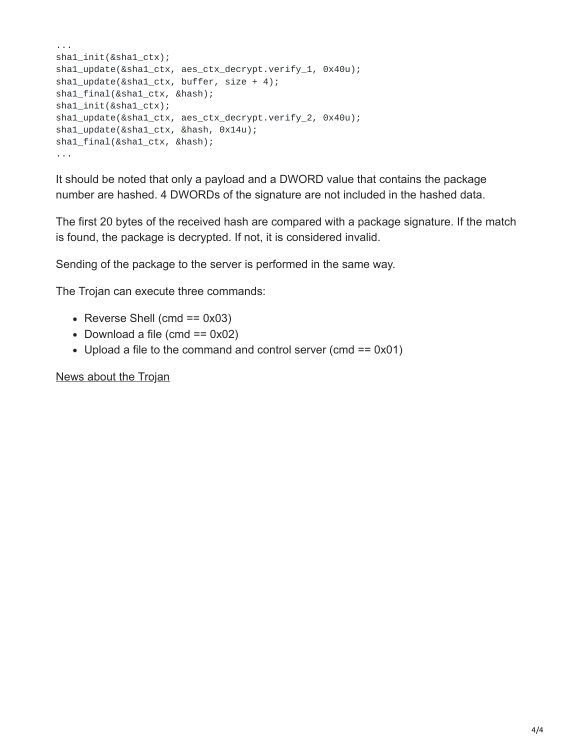```
...
sha1_init(&sha1_ctx);
sha1_update(&sha1_ctx, aes_ctx_decrypt.verify_1, 0x40u);
sha1_update(&sha1_ctx, buffer, size + 4);
sha1_final(&sha1_ctx, &hash);
sha1_init(&sha1_ctx);
sha1_update(&sha1_ctx, aes_ctx_decrypt.verify_2, 0x40u);
sha1_update(&sha1_ctx, &hash, 0x14u);
sha1_final(&sha1_ctx, &hash);
...
```

It should be noted that only a payload and a DWORD value that contains the package number are hashed. 4 DWORDs of the signature are not included in the hashed data.

The first 20 bytes of the received hash are compared with a package signature. If the match is found, the package is decrypted. If not, it is considered invalid.

Sending of the package to the server is performed in the same way.

The Trojan can execute three commands:

- Reverse Shell (cmd == 0x03)
- Download a file (cmd == 0x02)
- Upload a file to the command and control server (cmd == 0x01)

News about the Trojan